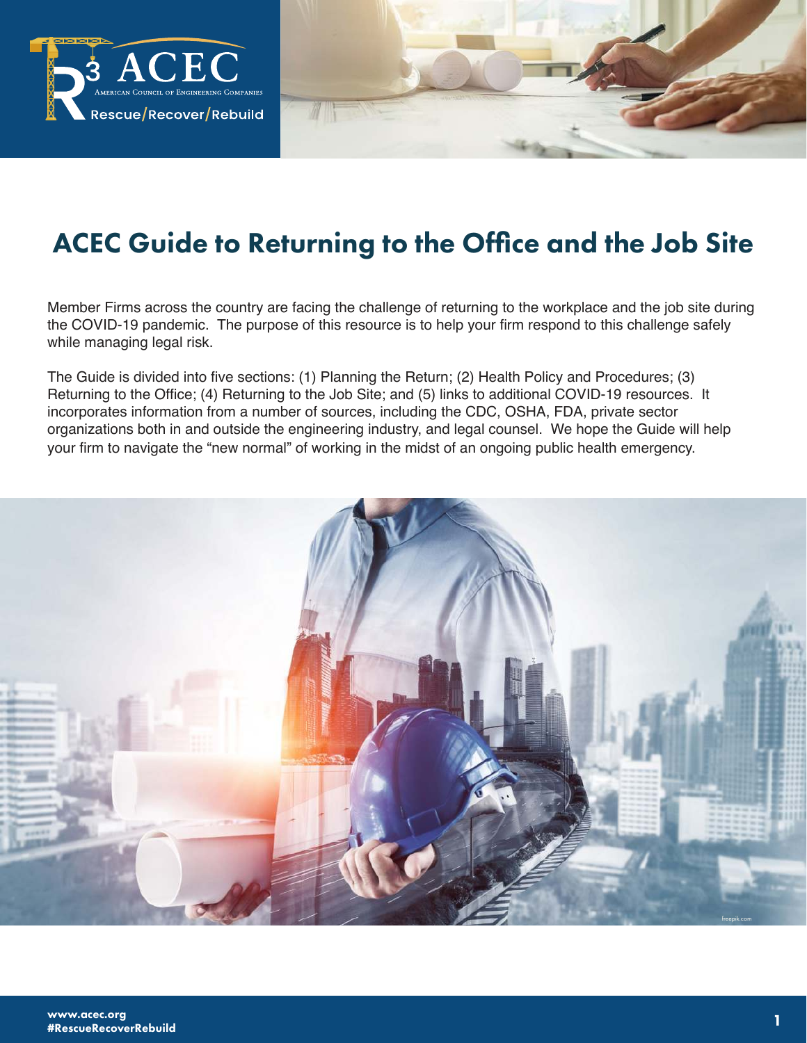# ACEC Guide to Returning to the Office and the Job Site

Member Firms across the country are facing the challenge of returning to the workplace and the job site during the COVID-19 pandemic. The purpose of this resource is to help your firm respond to this challenge safely while managing legal risk.

The Guide is divided into five sections: (1) Planning the Return; (2) Health Policy and Procedures; (3) Returning to the Office; (4) Returning to the Job Site; and (5) links to additional COVID-19 resources. It incorporates information from a number of sources, including the CDC, OSHA, FDA, private sector organizations both in and outside the engineering industry, and legal counsel. We hope the Guide will help your firm to navigate the "new normal" of working in the midst of an ongoing public health emergency.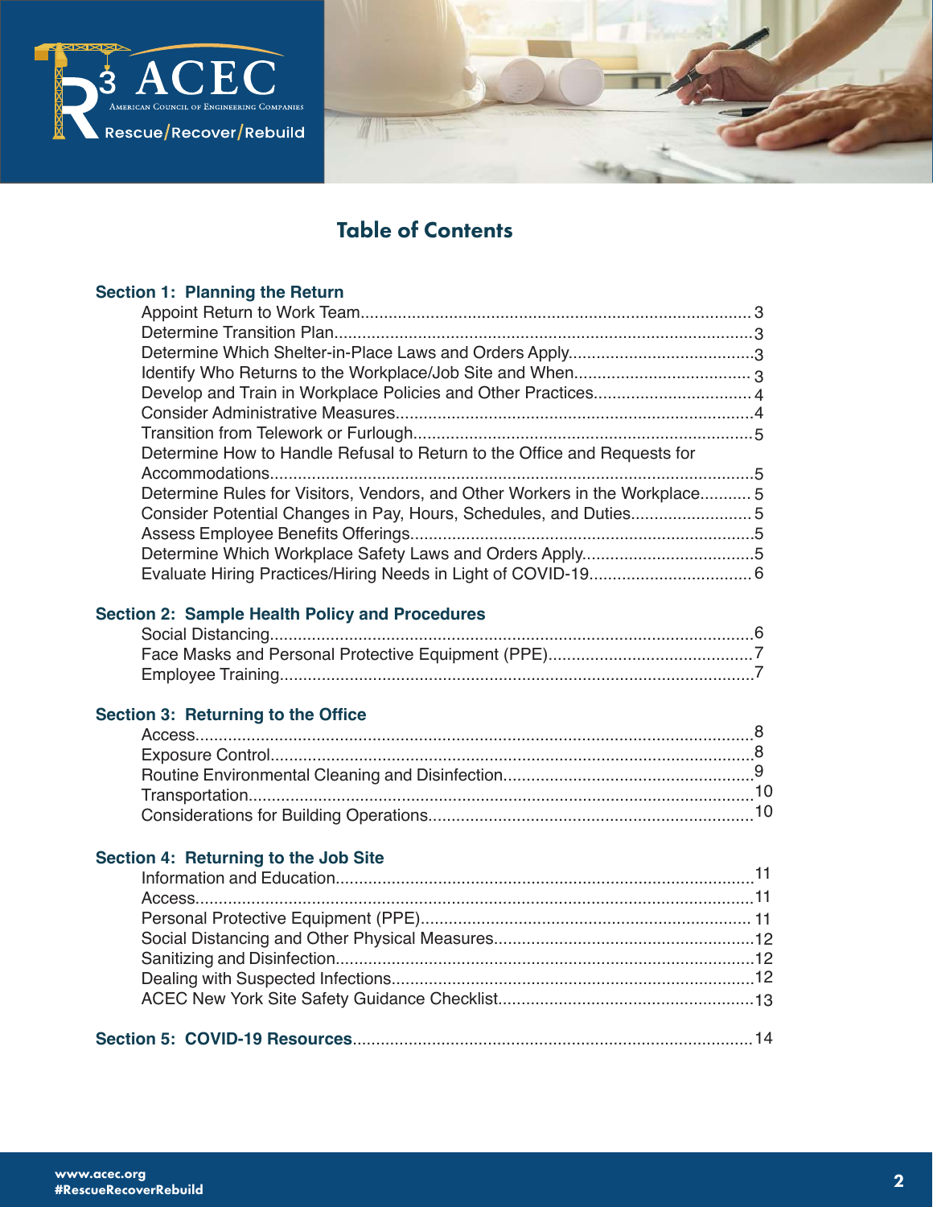# Table of Contents

**Section 1: Planning the Return**

- Appoint Return to Work Team .......... 3
- Determine Transition Plan .......... 3
- Determine Which Shelter-in-Place Laws and Orders Apply .......... 3
- Identify Who Returns to the Workplace/Job Site and When .......... 3
- Develop and Train in Workplace Policies and Other Practices .......... 4
- Consider Administrative Measures .......... 4
- Transition from Telework or Furlough .......... 5
- Determine How to Handle Refusal to Return to the Office and Requests for Accommodations .......... 5
- Determine Rules for Visitors, Vendors, and Other Workers in the Workplace .......... 5
- Consider Potential Changes in Pay, Hours, Schedules, and Duties .......... 5
- Assess Employee Benefits Offerings .......... 5
- Determine Which Workplace Safety Laws and Orders Apply .......... 5
- Evaluate Hiring Practices/Hiring Needs in Light of COVID-19 .......... 6

**Section 2: Sample Health Policy and Procedures**

- Social Distancing .......... 6
- Face Masks and Personal Protective Equipment (PPE) .......... 7
- Employee Training .......... 7

**Section 3: Returning to the Office**

- Access .......... 8
- Exposure Control .......... 8
- Routine Environmental Cleaning and Disinfection .......... 9
- Transportation .......... 10
- Considerations for Building Operations .......... 10

**Section 4: Returning to the Job Site**

- Information and Education .......... 11
- Access .......... 11
- Personal Protective Equipment (PPE) .......... 11
- Social Distancing and Other Physical Measures .......... 12
- Sanitizing and Disinfection .......... 12
- Dealing with Suspected Infections .......... 12
- ACEC New York Site Safety Guidance Checklist .......... 13

**Section 5: COVID-19 Resources** .......... 14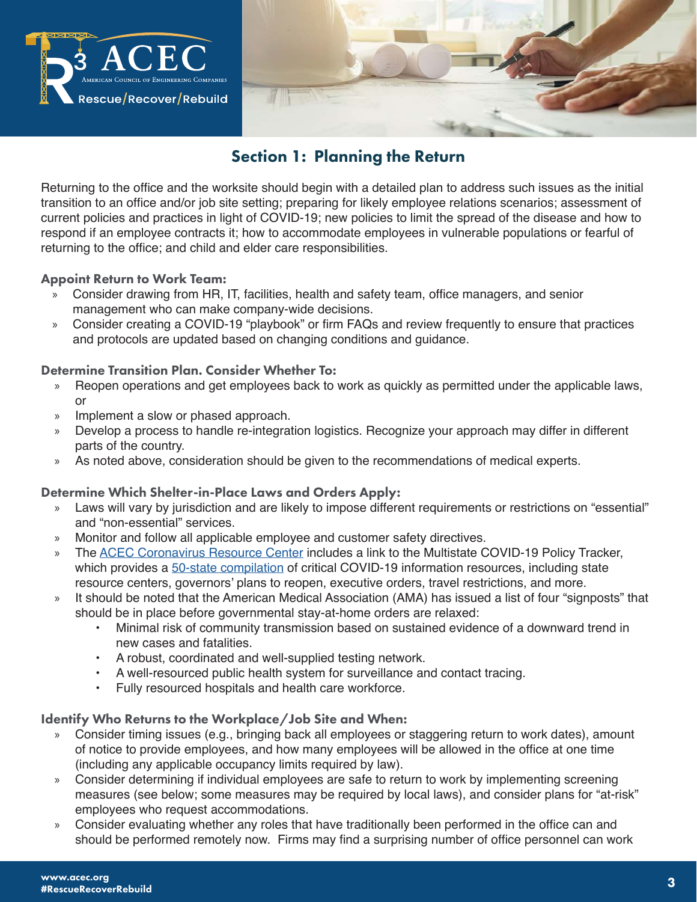## Section 1: Planning the Return

Returning to the office and the worksite should begin with a detailed plan to address such issues as the initial transition to an office and/or job site setting; preparing for likely employee relations scenarios; assessment of current policies and practices in light of COVID-19; new policies to limit the spread of the disease and how to respond if an employee contracts it; how to accommodate employees in vulnerable populations or fearful of returning to the office; and child and elder care responsibilities.

### Appoint Return to Work Team:

- Consider drawing from HR, IT, facilities, health and safety team, office managers, and senior management who can make company-wide decisions.
- Consider creating a COVID-19 "playbook" or firm FAQs and review frequently to ensure that practices and protocols are updated based on changing conditions and guidance.

### Determine Transition Plan. Consider Whether To:

- Reopen operations and get employees back to work as quickly as permitted under the applicable laws, or
- Implement a slow or phased approach.
- Develop a process to handle re-integration logistics. Recognize your approach may differ in different parts of the country.
- As noted above, consideration should be given to the recommendations of medical experts.

### Determine Which Shelter-in-Place Laws and Orders Apply:

- Laws will vary by jurisdiction and are likely to impose different requirements or restrictions on "essential" and "non-essential" services.
- Monitor and follow all applicable employee and customer safety directives.
- The [ACEC Coronavirus Resource Center]() includes a link to the Multistate COVID-19 Policy Tracker, which provides a [50-state compilation]() of critical COVID-19 information resources, including state resource centers, governors' plans to reopen, executive orders, travel restrictions, and more.
- It should be noted that the American Medical Association (AMA) has issued a list of four "signposts" that should be in place before governmental stay-at-home orders are relaxed:
  - Minimal risk of community transmission based on sustained evidence of a downward trend in new cases and fatalities.
  - A robust, coordinated and well-supplied testing network.
  - A well-resourced public health system for surveillance and contact tracing.
  - Fully resourced hospitals and health care workforce.

### Identify Who Returns to the Workplace/Job Site and When:

- Consider timing issues (e.g., bringing back all employees or staggering return to work dates), amount of notice to provide employees, and how many employees will be allowed in the office at one time (including any applicable occupancy limits required by law).
- Consider determining if individual employees are safe to return to work by implementing screening measures (see below; some measures may be required by local laws), and consider plans for "at-risk" employees who request accommodations.
- Consider evaluating whether any roles that have traditionally been performed in the office can and should be performed remotely now. Firms may find a surprising number of office personnel can work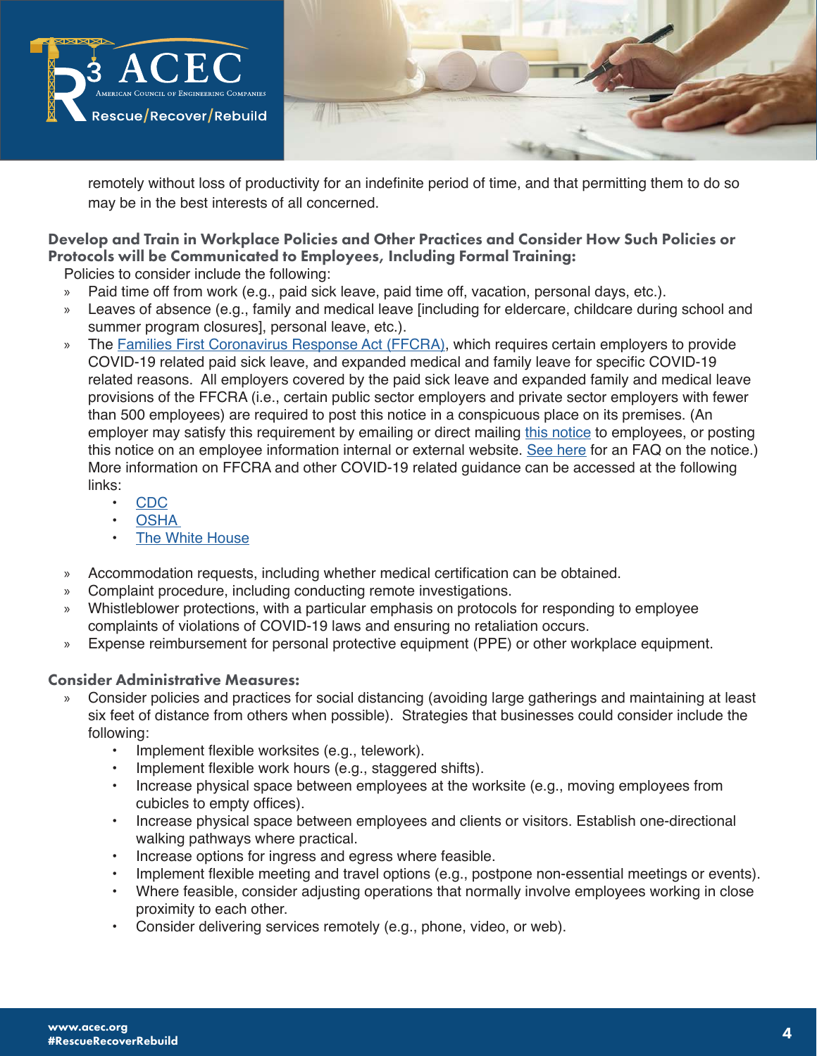remotely without loss of productivity for an indefinite period of time, and that permitting them to do so may be in the best interests of all concerned.

### Develop and Train in Workplace Policies and Other Practices and Consider How Such Policies or Protocols will be Communicated to Employees, Including Formal Training:

Policies to consider include the following:

- Paid time off from work (e.g., paid sick leave, paid time off, vacation, personal days, etc.).
- Leaves of absence (e.g., family and medical leave [including for eldercare, childcare during school and summer program closures], personal leave, etc.).
- The Families First Coronavirus Response Act (FFCRA), which requires certain employers to provide COVID-19 related paid sick leave, and expanded medical and family leave for specific COVID-19 related reasons. All employers covered by the paid sick leave and expanded family and medical leave provisions of the FFCRA (i.e., certain public sector employers and private sector employers with fewer than 500 employees) are required to post this notice in a conspicuous place on its premises. (An employer may satisfy this requirement by emailing or direct mailing this notice to employees, or posting this notice on an employee information internal or external website. See here for an FAQ on the notice.) More information on FFCRA and other COVID-19 related guidance can be accessed at the following links:
  - CDC
  - OSHA
  - The White House
- Accommodation requests, including whether medical certification can be obtained.
- Complaint procedure, including conducting remote investigations.
- Whistleblower protections, with a particular emphasis on protocols for responding to employee complaints of violations of COVID-19 laws and ensuring no retaliation occurs.
- Expense reimbursement for personal protective equipment (PPE) or other workplace equipment.

### Consider Administrative Measures:

- Consider policies and practices for social distancing (avoiding large gatherings and maintaining at least six feet of distance from others when possible). Strategies that businesses could consider include the following:
  - Implement flexible worksites (e.g., telework).
  - Implement flexible work hours (e.g., staggered shifts).
  - Increase physical space between employees at the worksite (e.g., moving employees from cubicles to empty offices).
  - Increase physical space between employees and clients or visitors. Establish one-directional walking pathways where practical.
  - Increase options for ingress and egress where feasible.
  - Implement flexible meeting and travel options (e.g., postpone non-essential meetings or events).
  - Where feasible, consider adjusting operations that normally involve employees working in close proximity to each other.
  - Consider delivering services remotely (e.g., phone, video, or web).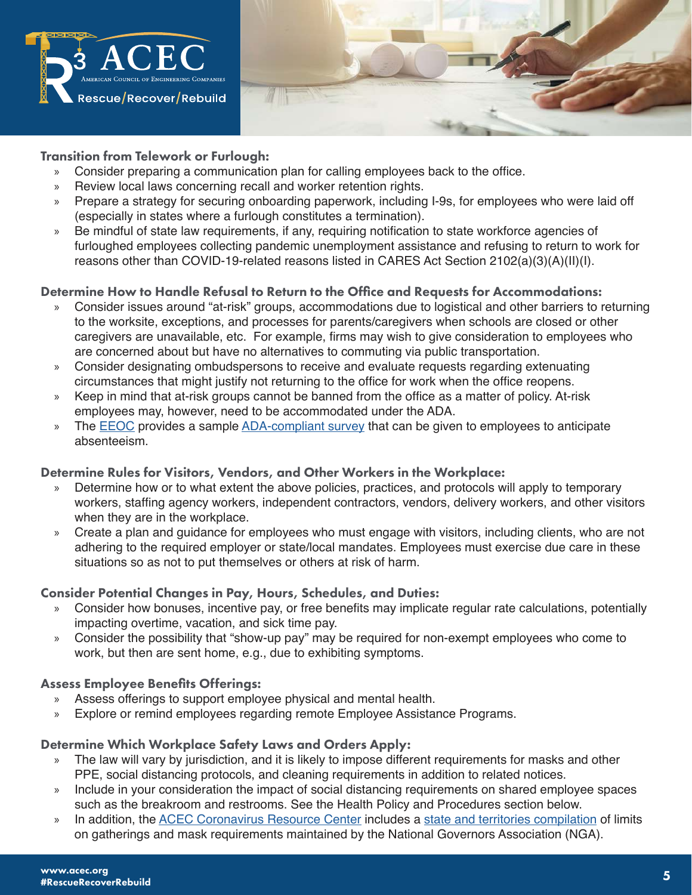### Transition from Telework or Furlough:

- Consider preparing a communication plan for calling employees back to the office.
- Review local laws concerning recall and worker retention rights.
- Prepare a strategy for securing onboarding paperwork, including I-9s, for employees who were laid off (especially in states where a furlough constitutes a termination).
- Be mindful of state law requirements, if any, requiring notification to state workforce agencies of furloughed employees collecting pandemic unemployment assistance and refusing to return to work for reasons other than COVID-19-related reasons listed in CARES Act Section 2102(a)(3)(A)(II)(I).

### Determine How to Handle Refusal to Return to the Office and Requests for Accommodations:

- Consider issues around "at-risk" groups, accommodations due to logistical and other barriers to returning to the worksite, exceptions, and processes for parents/caregivers when schools are closed or other caregivers are unavailable, etc. For example, firms may wish to give consideration to employees who are concerned about but have no alternatives to commuting via public transportation.
- Consider designating ombudspersons to receive and evaluate requests regarding extenuating circumstances that might justify not returning to the office for work when the office reopens.
- Keep in mind that at-risk groups cannot be banned from the office as a matter of policy. At-risk employees may, however, need to be accommodated under the ADA.
- The EEOC provides a sample ADA-compliant survey that can be given to employees to anticipate absenteeism.

### Determine Rules for Visitors, Vendors, and Other Workers in the Workplace:

- Determine how or to what extent the above policies, practices, and protocols will apply to temporary workers, staffing agency workers, independent contractors, vendors, delivery workers, and other visitors when they are in the workplace.
- Create a plan and guidance for employees who must engage with visitors, including clients, who are not adhering to the required employer or state/local mandates. Employees must exercise due care in these situations so as not to put themselves or others at risk of harm.

### Consider Potential Changes in Pay, Hours, Schedules, and Duties:

- Consider how bonuses, incentive pay, or free benefits may implicate regular rate calculations, potentially impacting overtime, vacation, and sick time pay.
- Consider the possibility that "show-up pay" may be required for non-exempt employees who come to work, but then are sent home, e.g., due to exhibiting symptoms.

### Assess Employee Benefits Offerings:

- Assess offerings to support employee physical and mental health.
- Explore or remind employees regarding remote Employee Assistance Programs.

### Determine Which Workplace Safety Laws and Orders Apply:

- The law will vary by jurisdiction, and it is likely to impose different requirements for masks and other PPE, social distancing protocols, and cleaning requirements in addition to related notices.
- Include in your consideration the impact of social distancing requirements on shared employee spaces such as the breakroom and restrooms. See the Health Policy and Procedures section below.
- In addition, the ACEC Coronavirus Resource Center includes a state and territories compilation of limits on gatherings and mask requirements maintained by the National Governors Association (NGA).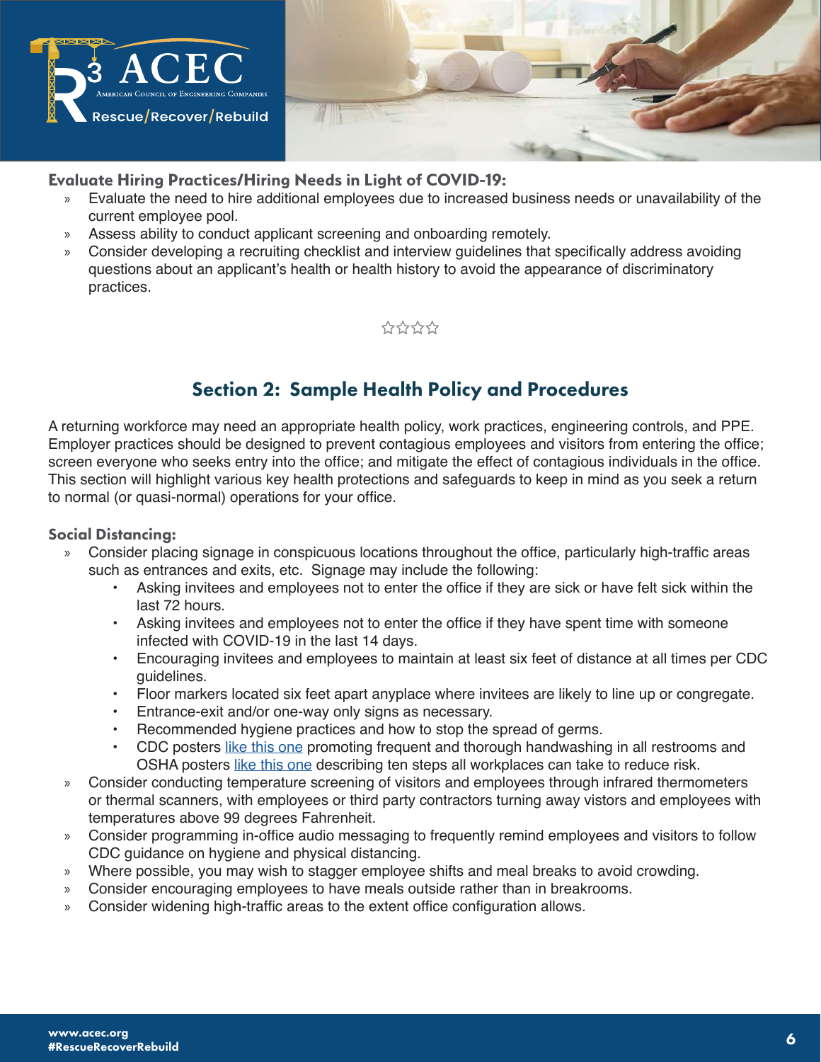### Evaluate Hiring Practices/Hiring Needs in Light of COVID-19:

- Evaluate the need to hire additional employees due to increased business needs or unavailability of the current employee pool.
- Assess ability to conduct applicant screening and onboarding remotely.
- Consider developing a recruiting checklist and interview guidelines that specifically address avoiding questions about an applicant's health or health history to avoid the appearance of discriminatory practices.

☆☆☆☆

## Section 2: Sample Health Policy and Procedures

A returning workforce may need an appropriate health policy, work practices, engineering controls, and PPE. Employer practices should be designed to prevent contagious employees and visitors from entering the office; screen everyone who seeks entry into the office; and mitigate the effect of contagious individuals in the office. This section will highlight various key health protections and safeguards to keep in mind as you seek a return to normal (or quasi-normal) operations for your office.

### Social Distancing:

- Consider placing signage in conspicuous locations throughout the office, particularly high-traffic areas such as entrances and exits, etc. Signage may include the following:
  - Asking invitees and employees not to enter the office if they are sick or have felt sick within the last 72 hours.
  - Asking invitees and employees not to enter the office if they have spent time with someone infected with COVID-19 in the last 14 days.
  - Encouraging invitees and employees to maintain at least six feet of distance at all times per CDC guidelines.
  - Floor markers located six feet apart anyplace where invitees are likely to line up or congregate.
  - Entrance-exit and/or one-way only signs as necessary.
  - Recommended hygiene practices and how to stop the spread of germs.
  - CDC posters like this one promoting frequent and thorough handwashing in all restrooms and OSHA posters like this one describing ten steps all workplaces can take to reduce risk.
- Consider conducting temperature screening of visitors and employees through infrared thermometers or thermal scanners, with employees or third party contractors turning away vistors and employees with temperatures above 99 degrees Fahrenheit.
- Consider programming in-office audio messaging to frequently remind employees and visitors to follow CDC guidance on hygiene and physical distancing.
- Where possible, you may wish to stagger employee shifts and meal breaks to avoid crowding.
- Consider encouraging employees to have meals outside rather than in breakrooms.
- Consider widening high-traffic areas to the extent office configuration allows.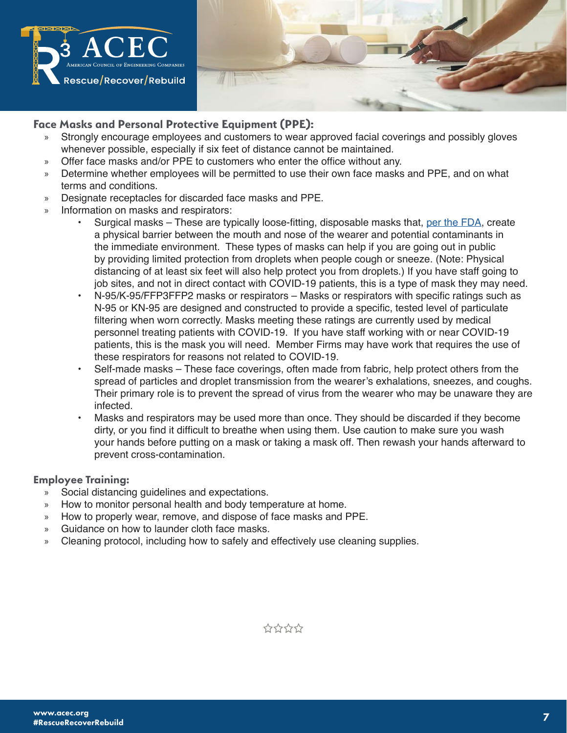## Face Masks and Personal Protective Equipment (PPE):

- Strongly encourage employees and customers to wear approved facial coverings and possibly gloves whenever possible, especially if six feet of distance cannot be maintained.
- Offer face masks and/or PPE to customers who enter the office without any.
- Determine whether employees will be permitted to use their own face masks and PPE, and on what terms and conditions.
- Designate receptacles for discarded face masks and PPE.
- Information on masks and respirators:
  - Surgical masks – These are typically loose-fitting, disposable masks that, per the FDA, create a physical barrier between the mouth and nose of the wearer and potential contaminants in the immediate environment. These types of masks can help if you are going out in public by providing limited protection from droplets when people cough or sneeze. (Note: Physical distancing of at least six feet will also help protect you from droplets.) If you have staff going to job sites, and not in direct contact with COVID-19 patients, this is a type of mask they may need.
  - N-95/K-95/FFP3FFP2 masks or respirators – Masks or respirators with specific ratings such as N-95 or KN-95 are designed and constructed to provide a specific, tested level of particulate filtering when worn correctly. Masks meeting these ratings are currently used by medical personnel treating patients with COVID-19. If you have staff working with or near COVID-19 patients, this is the mask you will need. Member Firms may have work that requires the use of these respirators for reasons not related to COVID-19.
  - Self-made masks – These face coverings, often made from fabric, help protect others from the spread of particles and droplet transmission from the wearer's exhalations, sneezes, and coughs. Their primary role is to prevent the spread of virus from the wearer who may be unaware they are infected.
  - Masks and respirators may be used more than once. They should be discarded if they become dirty, or you find it difficult to breathe when using them. Use caution to make sure you wash your hands before putting on a mask or taking a mask off. Then rewash your hands afterward to prevent cross-contamination.

## Employee Training:

- Social distancing guidelines and expectations.
- How to monitor personal health and body temperature at home.
- How to properly wear, remove, and dispose of face masks and PPE.
- Guidance on how to launder cloth face masks.
- Cleaning protocol, including how to safely and effectively use cleaning supplies.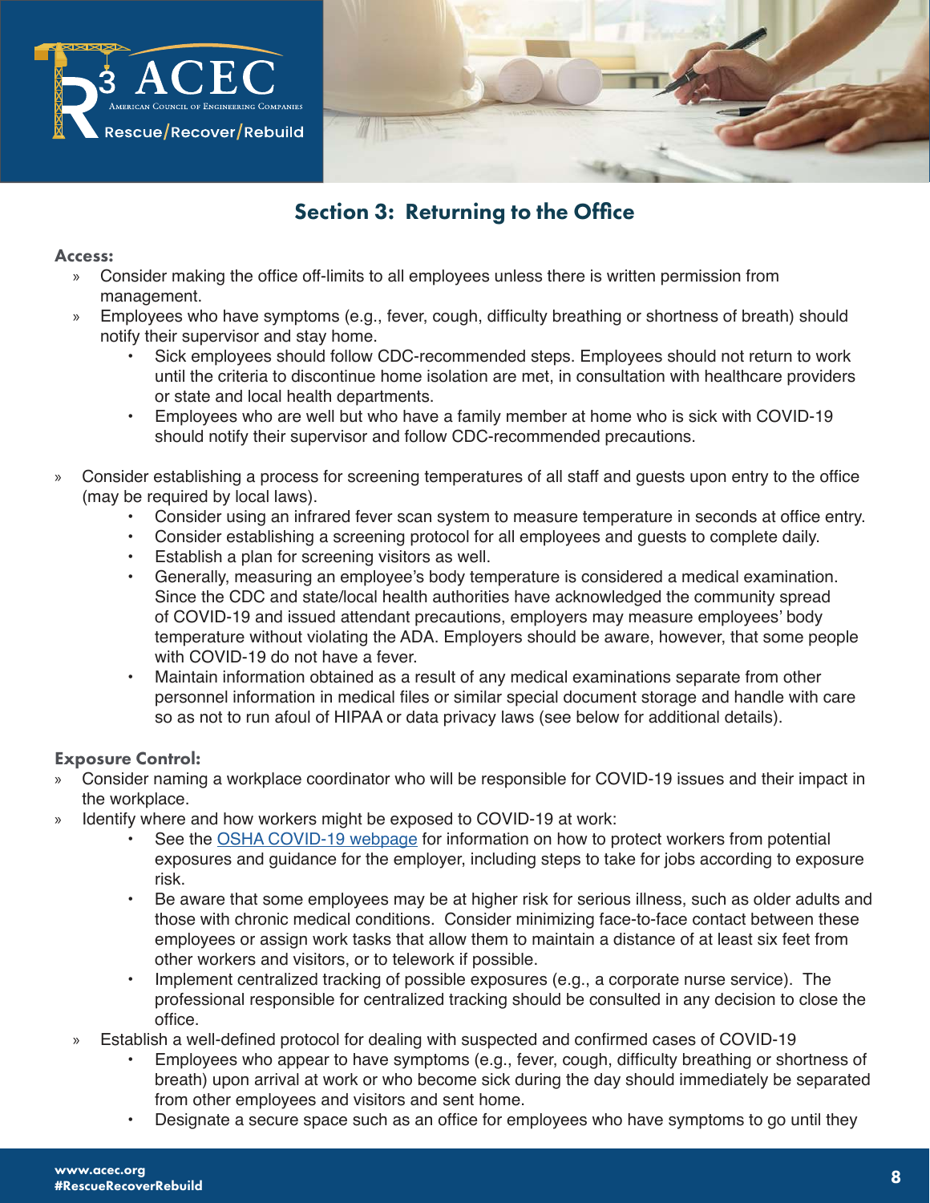## Section 3: Returning to the Office

**Access:**

- Consider making the office off-limits to all employees unless there is written permission from management.
- Employees who have symptoms (e.g., fever, cough, difficulty breathing or shortness of breath) should notify their supervisor and stay home.
  - Sick employees should follow CDC-recommended steps. Employees should not return to work until the criteria to discontinue home isolation are met, in consultation with healthcare providers or state and local health departments.
  - Employees who are well but who have a family member at home who is sick with COVID-19 should notify their supervisor and follow CDC-recommended precautions.
- Consider establishing a process for screening temperatures of all staff and guests upon entry to the office (may be required by local laws).
  - Consider using an infrared fever scan system to measure temperature in seconds at office entry.
  - Consider establishing a screening protocol for all employees and guests to complete daily.
  - Establish a plan for screening visitors as well.
  - Generally, measuring an employee's body temperature is considered a medical examination. Since the CDC and state/local health authorities have acknowledged the community spread of COVID-19 and issued attendant precautions, employers may measure employees' body temperature without violating the ADA. Employers should be aware, however, that some people with COVID-19 do not have a fever.
  - Maintain information obtained as a result of any medical examinations separate from other personnel information in medical files or similar special document storage and handle with care so as not to run afoul of HIPAA or data privacy laws (see below for additional details).

**Exposure Control:**

- Consider naming a workplace coordinator who will be responsible for COVID-19 issues and their impact in the workplace.
- Identify where and how workers might be exposed to COVID-19 at work:
  - See the OSHA COVID-19 webpage for information on how to protect workers from potential exposures and guidance for the employer, including steps to take for jobs according to exposure risk.
  - Be aware that some employees may be at higher risk for serious illness, such as older adults and those with chronic medical conditions. Consider minimizing face-to-face contact between these employees or assign work tasks that allow them to maintain a distance of at least six feet from other workers and visitors, or to telework if possible.
  - Implement centralized tracking of possible exposures (e.g., a corporate nurse service). The professional responsible for centralized tracking should be consulted in any decision to close the office.
- Establish a well-defined protocol for dealing with suspected and confirmed cases of COVID-19
  - Employees who appear to have symptoms (e.g., fever, cough, difficulty breathing or shortness of breath) upon arrival at work or who become sick during the day should immediately be separated from other employees and visitors and sent home.
  - Designate a secure space such as an office for employees who have symptoms to go until they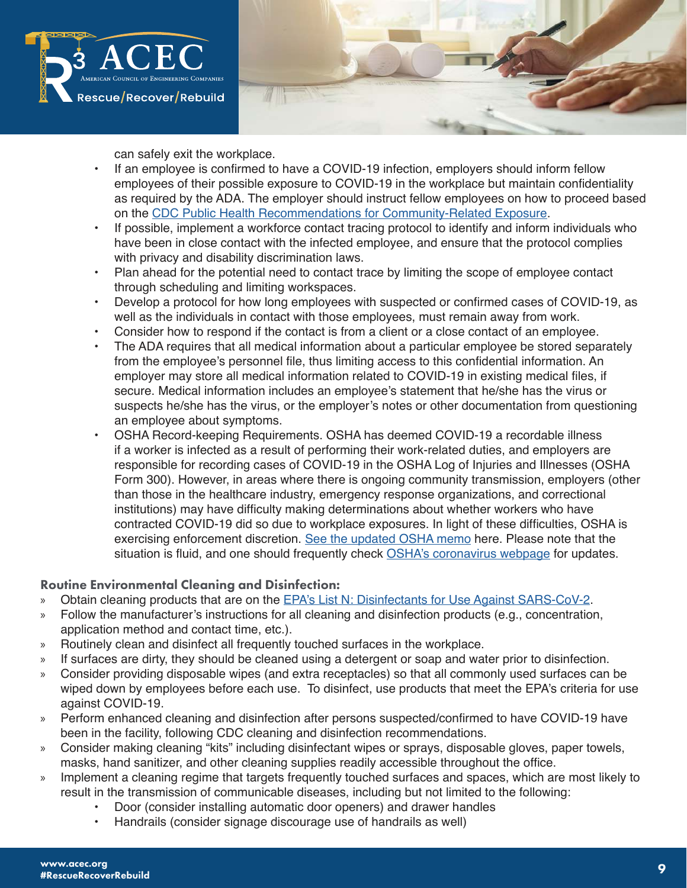can safely exit the workplace.

- If an employee is confirmed to have a COVID-19 infection, employers should inform fellow employees of their possible exposure to COVID-19 in the workplace but maintain confidentiality as required by the ADA. The employer should instruct fellow employees on how to proceed based on the [CDC Public Health Recommendations for Community-Related Exposure](https://www.cdc.gov/).
- If possible, implement a workforce contact tracing protocol to identify and inform individuals who have been in close contact with the infected employee, and ensure that the protocol complies with privacy and disability discrimination laws.
- Plan ahead for the potential need to contact trace by limiting the scope of employee contact through scheduling and limiting workspaces.
- Develop a protocol for how long employees with suspected or confirmed cases of COVID-19, as well as the individuals in contact with those employees, must remain away from work.
- Consider how to respond if the contact is from a client or a close contact of an employee.
- The ADA requires that all medical information about a particular employee be stored separately from the employee's personnel file, thus limiting access to this confidential information. An employer may store all medical information related to COVID-19 in existing medical files, if secure. Medical information includes an employee's statement that he/she has the virus or suspects he/she has the virus, or the employer's notes or other documentation from questioning an employee about symptoms.
- OSHA Record-keeping Requirements. OSHA has deemed COVID-19 a recordable illness if a worker is infected as a result of performing their work-related duties, and employers are responsible for recording cases of COVID-19 in the OSHA Log of Injuries and Illnesses (OSHA Form 300). However, in areas where there is ongoing community transmission, employers (other than those in the healthcare industry, emergency response organizations, and correctional institutions) may have difficulty making determinations about whether workers who have contracted COVID-19 did so due to workplace exposures. In light of these difficulties, OSHA is exercising enforcement discretion. See the updated OSHA memo here. Please note that the situation is fluid, and one should frequently check OSHA's coronavirus webpage for updates.

#### Routine Environmental Cleaning and Disinfection:

- Obtain cleaning products that are on the EPA's List N: Disinfectants for Use Against SARS-CoV-2.
- Follow the manufacturer's instructions for all cleaning and disinfection products (e.g., concentration, application method and contact time, etc.).
- Routinely clean and disinfect all frequently touched surfaces in the workplace.
- If surfaces are dirty, they should be cleaned using a detergent or soap and water prior to disinfection.
- Consider providing disposable wipes (and extra receptacles) so that all commonly used surfaces can be wiped down by employees before each use. To disinfect, use products that meet the EPA's criteria for use against COVID-19.
- Perform enhanced cleaning and disinfection after persons suspected/confirmed to have COVID-19 have been in the facility, following CDC cleaning and disinfection recommendations.
- Consider making cleaning "kits" including disinfectant wipes or sprays, disposable gloves, paper towels, masks, hand sanitizer, and other cleaning supplies readily accessible throughout the office.
- Implement a cleaning regime that targets frequently touched surfaces and spaces, which are most likely to result in the transmission of communicable diseases, including but not limited to the following:
  - Door (consider installing automatic door openers) and drawer handles
  - Handrails (consider signage discourage use of handrails as well)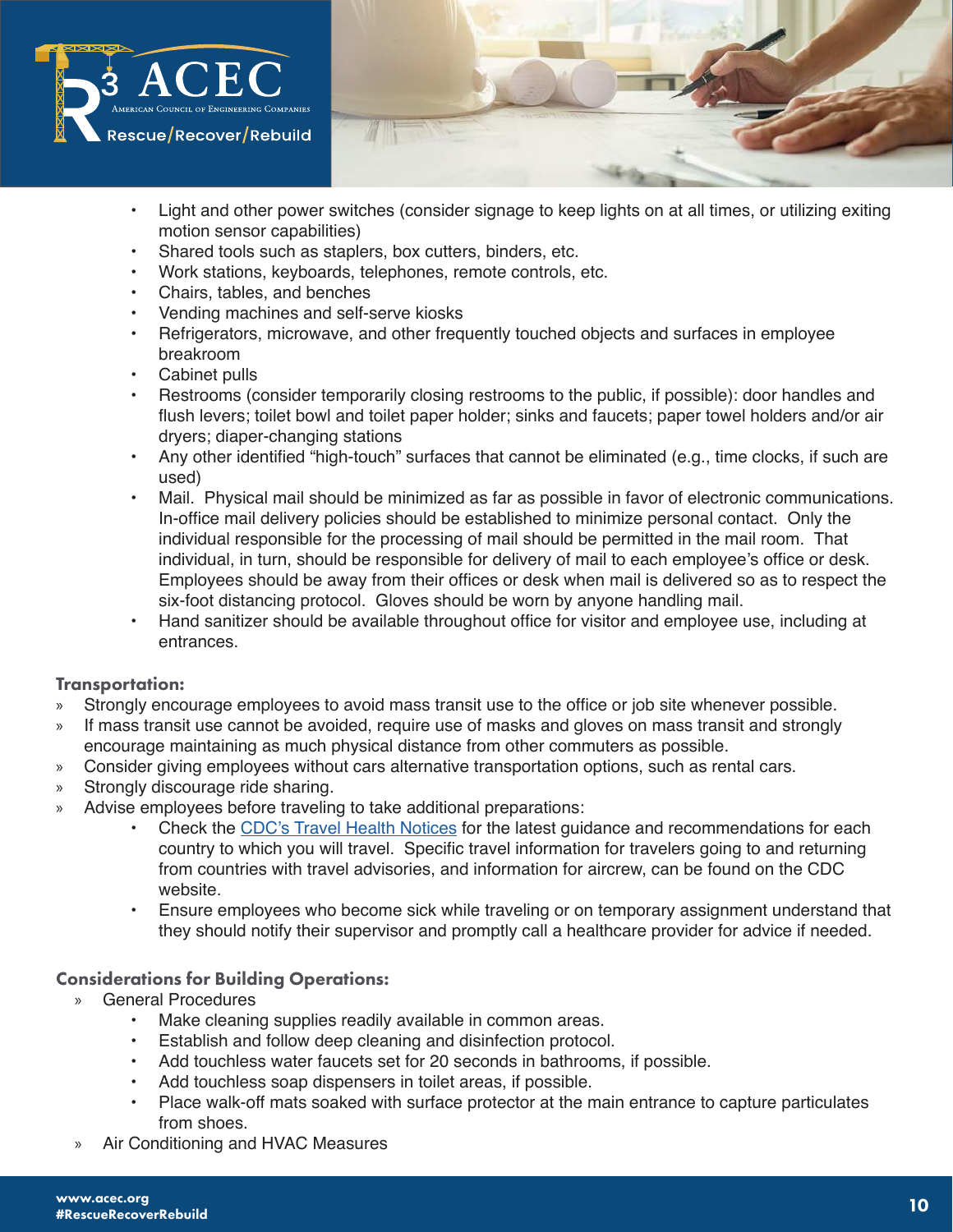- Light and other power switches (consider signage to keep lights on at all times, or utilizing exiting motion sensor capabilities)
- Shared tools such as staplers, box cutters, binders, etc.
- Work stations, keyboards, telephones, remote controls, etc.
- Chairs, tables, and benches
- Vending machines and self-serve kiosks
- Refrigerators, microwave, and other frequently touched objects and surfaces in employee breakroom
- Cabinet pulls
- Restrooms (consider temporarily closing restrooms to the public, if possible): door handles and flush levers; toilet bowl and toilet paper holder; sinks and faucets; paper towel holders and/or air dryers; diaper-changing stations
- Any other identified "high-touch" surfaces that cannot be eliminated (e.g., time clocks, if such are used)
- Mail. Physical mail should be minimized as far as possible in favor of electronic communications. In-office mail delivery policies should be established to minimize personal contact. Only the individual responsible for the processing of mail should be permitted in the mail room. That individual, in turn, should be responsible for delivery of mail to each employee's office or desk. Employees should be away from their offices or desk when mail is delivered so as to respect the six-foot distancing protocol. Gloves should be worn by anyone handling mail.
- Hand sanitizer should be available throughout office for visitor and employee use, including at entrances.

**Transportation:**

- Strongly encourage employees to avoid mass transit use to the office or job site whenever possible.
- If mass transit use cannot be avoided, require use of masks and gloves on mass transit and strongly encourage maintaining as much physical distance from other commuters as possible.
- Consider giving employees without cars alternative transportation options, such as rental cars.
- Strongly discourage ride sharing.
- Advise employees before traveling to take additional preparations:
  - Check the CDC's Travel Health Notices for the latest guidance and recommendations for each country to which you will travel. Specific travel information for travelers going to and returning from countries with travel advisories, and information for aircrew, can be found on the CDC website.
  - Ensure employees who become sick while traveling or on temporary assignment understand that they should notify their supervisor and promptly call a healthcare provider for advice if needed.

**Considerations for Building Operations:**

- General Procedures
  - Make cleaning supplies readily available in common areas.
  - Establish and follow deep cleaning and disinfection protocol.
  - Add touchless water faucets set for 20 seconds in bathrooms, if possible.
  - Add touchless soap dispensers in toilet areas, if possible.
  - Place walk-off mats soaked with surface protector at the main entrance to capture particulates from shoes.
- Air Conditioning and HVAC Measures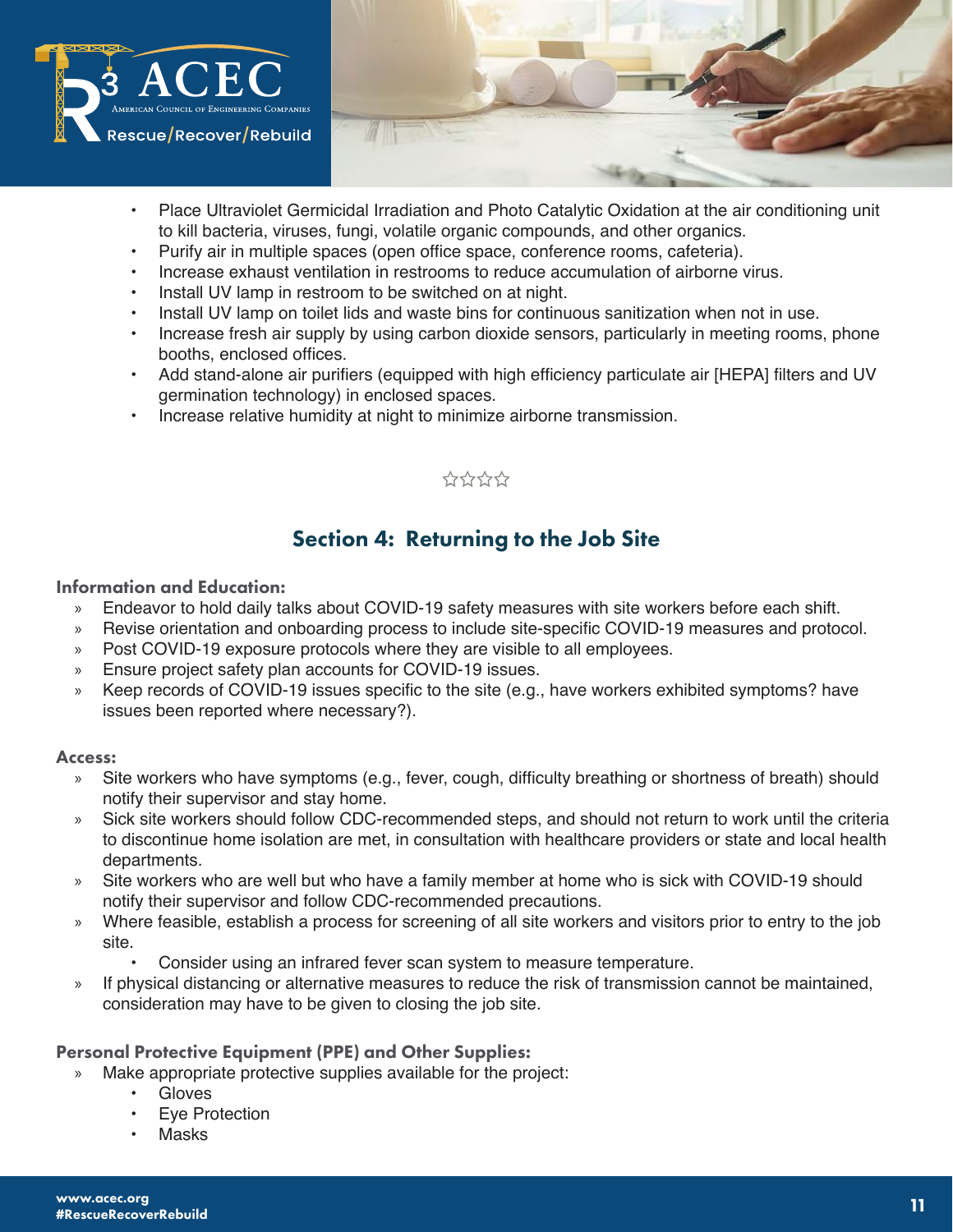- Place Ultraviolet Germicidal Irradiation and Photo Catalytic Oxidation at the air conditioning unit to kill bacteria, viruses, fungi, volatile organic compounds, and other organics.
- Purify air in multiple spaces (open office space, conference rooms, cafeteria).
- Increase exhaust ventilation in restrooms to reduce accumulation of airborne virus.
- Install UV lamp in restroom to be switched on at night.
- Install UV lamp on toilet lids and waste bins for continuous sanitization when not in use.
- Increase fresh air supply by using carbon dioxide sensors, particularly in meeting rooms, phone booths, enclosed offices.
- Add stand-alone air purifiers (equipped with high efficiency particulate air [HEPA] filters and UV germination technology) in enclosed spaces.
- Increase relative humidity at night to minimize airborne transmission.

☆☆☆☆

## Section 4: Returning to the Job Site

### Information and Education:

- Endeavor to hold daily talks about COVID-19 safety measures with site workers before each shift.
- Revise orientation and onboarding process to include site-specific COVID-19 measures and protocol.
- Post COVID-19 exposure protocols where they are visible to all employees.
- Ensure project safety plan accounts for COVID-19 issues.
- Keep records of COVID-19 issues specific to the site (e.g., have workers exhibited symptoms? have issues been reported where necessary?).

### Access:

- Site workers who have symptoms (e.g., fever, cough, difficulty breathing or shortness of breath) should notify their supervisor and stay home.
- Sick site workers should follow CDC-recommended steps, and should not return to work until the criteria to discontinue home isolation are met, in consultation with healthcare providers or state and local health departments.
- Site workers who are well but who have a family member at home who is sick with COVID-19 should notify their supervisor and follow CDC-recommended precautions.
- Where feasible, establish a process for screening of all site workers and visitors prior to entry to the job site.
  - Consider using an infrared fever scan system to measure temperature.
- If physical distancing or alternative measures to reduce the risk of transmission cannot be maintained, consideration may have to be given to closing the job site.

### Personal Protective Equipment (PPE) and Other Supplies:

- Make appropriate protective supplies available for the project:
  - Gloves
  - Eye Protection
  - Masks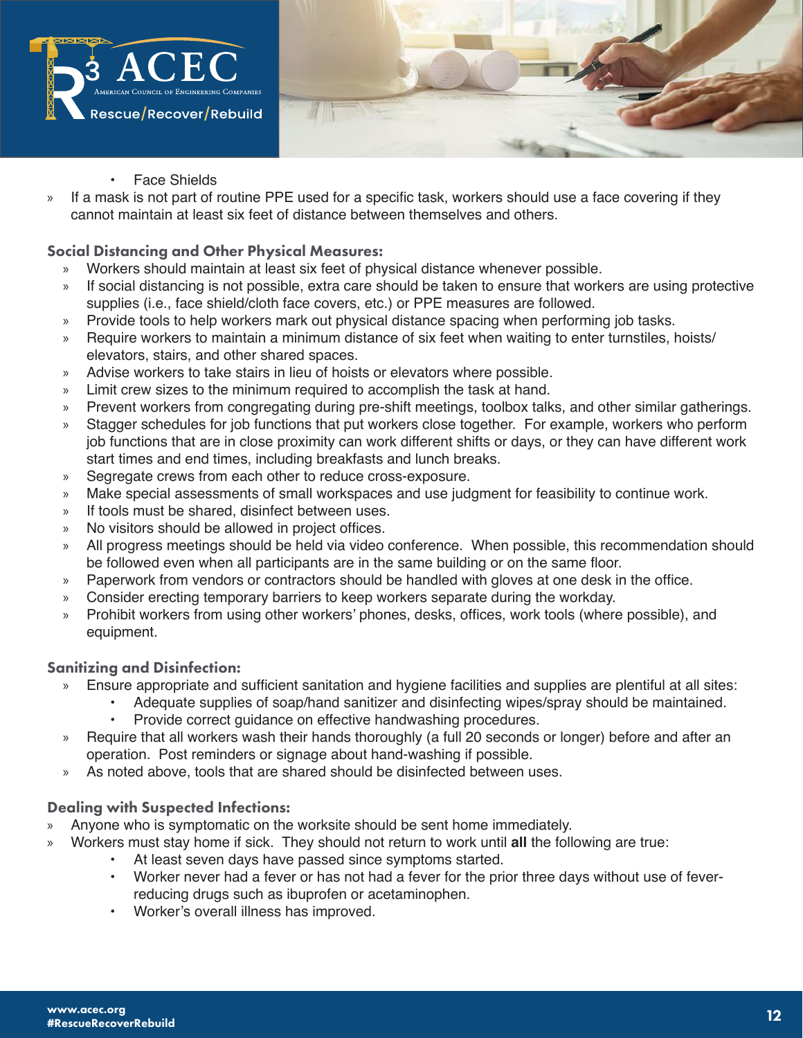- Face Shields

» If a mask is not part of routine PPE used for a specific task, workers should use a face covering if they cannot maintain at least six feet of distance between themselves and others.

### Social Distancing and Other Physical Measures:

- » Workers should maintain at least six feet of physical distance whenever possible.
- » If social distancing is not possible, extra care should be taken to ensure that workers are using protective supplies (i.e., face shield/cloth face covers, etc.) or PPE measures are followed.
- » Provide tools to help workers mark out physical distance spacing when performing job tasks.
- » Require workers to maintain a minimum distance of six feet when waiting to enter turnstiles, hoists/ elevators, stairs, and other shared spaces.
- » Advise workers to take stairs in lieu of hoists or elevators where possible.
- » Limit crew sizes to the minimum required to accomplish the task at hand.
- » Prevent workers from congregating during pre-shift meetings, toolbox talks, and other similar gatherings.
- » Stagger schedules for job functions that put workers close together. For example, workers who perform job functions that are in close proximity can work different shifts or days, or they can have different work start times and end times, including breakfasts and lunch breaks.
- » Segregate crews from each other to reduce cross-exposure.
- » Make special assessments of small workspaces and use judgment for feasibility to continue work.
- » If tools must be shared, disinfect between uses.
- » No visitors should be allowed in project offices.
- » All progress meetings should be held via video conference. When possible, this recommendation should be followed even when all participants are in the same building or on the same floor.
- » Paperwork from vendors or contractors should be handled with gloves at one desk in the office.
- » Consider erecting temporary barriers to keep workers separate during the workday.
- » Prohibit workers from using other workers' phones, desks, offices, work tools (where possible), and equipment.

### Sanitizing and Disinfection:

- » Ensure appropriate and sufficient sanitation and hygiene facilities and supplies are plentiful at all sites:
  - Adequate supplies of soap/hand sanitizer and disinfecting wipes/spray should be maintained.
  - Provide correct guidance on effective handwashing procedures.
- » Require that all workers wash their hands thoroughly (a full 20 seconds or longer) before and after an operation. Post reminders or signage about hand-washing if possible.
- » As noted above, tools that are shared should be disinfected between uses.

### Dealing with Suspected Infections:

- » Anyone who is symptomatic on the worksite should be sent home immediately.
- » Workers must stay home if sick. They should not return to work until **all** the following are true:
  - At least seven days have passed since symptoms started.
  - Worker never had a fever or has not had a fever for the prior three days without use of fever-reducing drugs such as ibuprofen or acetaminophen.
  - Worker's overall illness has improved.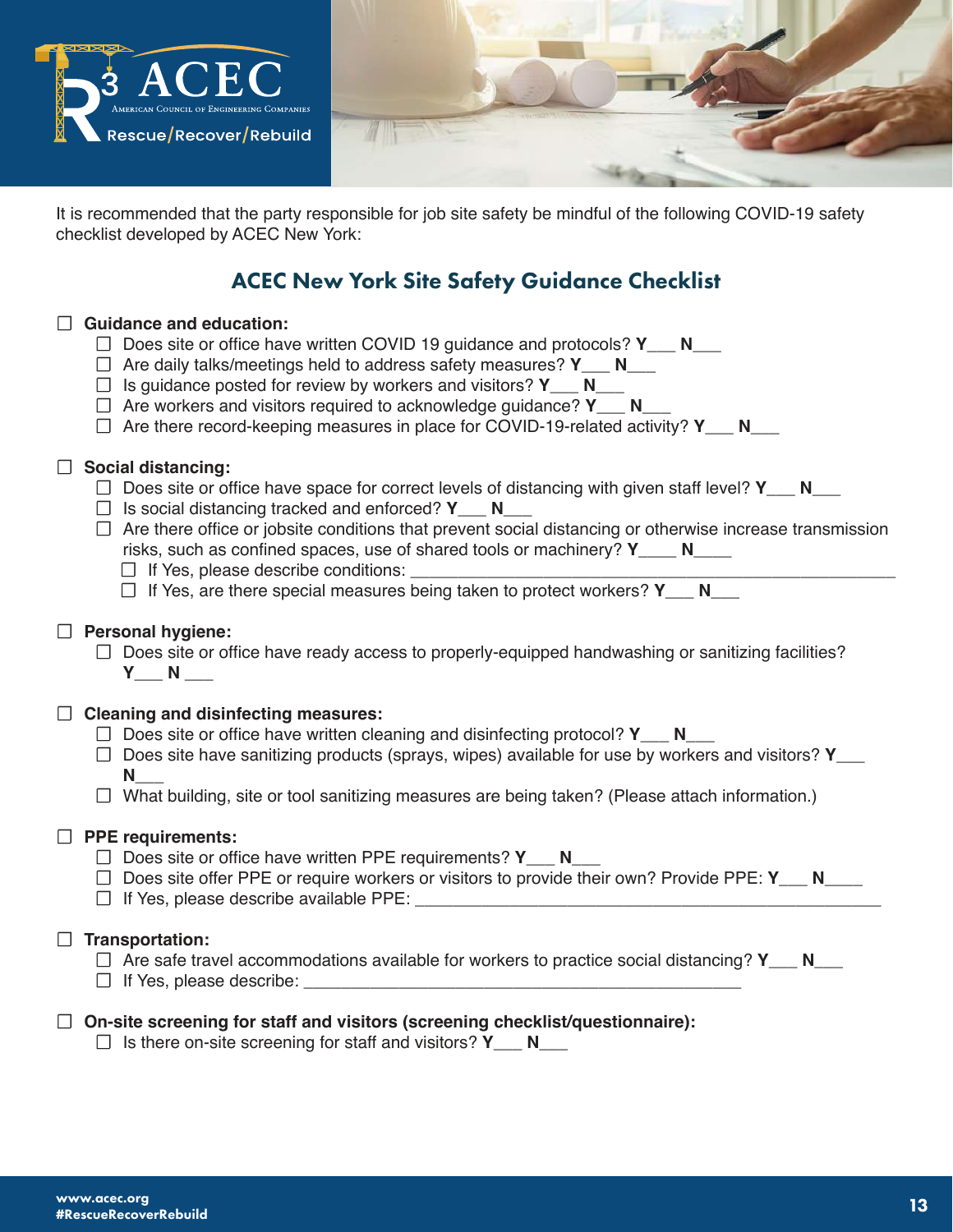It is recommended that the party responsible for job site safety be mindful of the following COVID-19 safety checklist developed by ACEC New York:

## ACEC New York Site Safety Guidance Checklist

- ☐ **Guidance and education:**
  - ☐ Does site or office have written COVID 19 guidance and protocols? **Y**___ **N**___
  - ☐ Are daily talks/meetings held to address safety measures? **Y**___ **N**___
  - ☐ Is guidance posted for review by workers and visitors? **Y**___ **N**___
  - ☐ Are workers and visitors required to acknowledge guidance? **Y**___ **N**___
  - ☐ Are there record-keeping measures in place for COVID-19-related activity? **Y**___ **N**___

- ☐ **Social distancing:**
  - ☐ Does site or office have space for correct levels of distancing with given staff level? **Y**___ **N**___
  - ☐ Is social distancing tracked and enforced? **Y**___ **N**___
  - ☐ Are there office or jobsite conditions that prevent social distancing or otherwise increase transmission risks, such as confined spaces, use of shared tools or machinery? **Y**____ **N**____
    - ☐ If Yes, please describe conditions: ____________________________________________
    - ☐ If Yes, are there special measures being taken to protect workers? **Y**___ **N**___

- ☐ **Personal hygiene:**
  - ☐ Does site or office have ready access to properly-equipped handwashing or sanitizing facilities? **Y**___ **N** ___

- ☐ **Cleaning and disinfecting measures:**
  - ☐ Does site or office have written cleaning and disinfecting protocol? **Y**___ **N**___
  - ☐ Does site have sanitizing products (sprays, wipes) available for use by workers and visitors? **Y**___ **N**___
  - ☐ What building, site or tool sanitizing measures are being taken? (Please attach information.)

- ☐ **PPE requirements:**
  - ☐ Does site or office have written PPE requirements? **Y**___ **N**___
  - ☐ Does site offer PPE or require workers or visitors to provide their own? Provide PPE: **Y**___ **N**____
  - ☐ If Yes, please describe available PPE: ____________________________________________

- ☐ **Transportation:**
  - ☐ Are safe travel accommodations available for workers to practice social distancing? **Y**___ **N**___
  - ☐ If Yes, please describe: ____________________________________________

- ☐ **On-site screening for staff and visitors (screening checklist/questionnaire):**
  - ☐ Is there on-site screening for staff and visitors? **Y**___ **N**___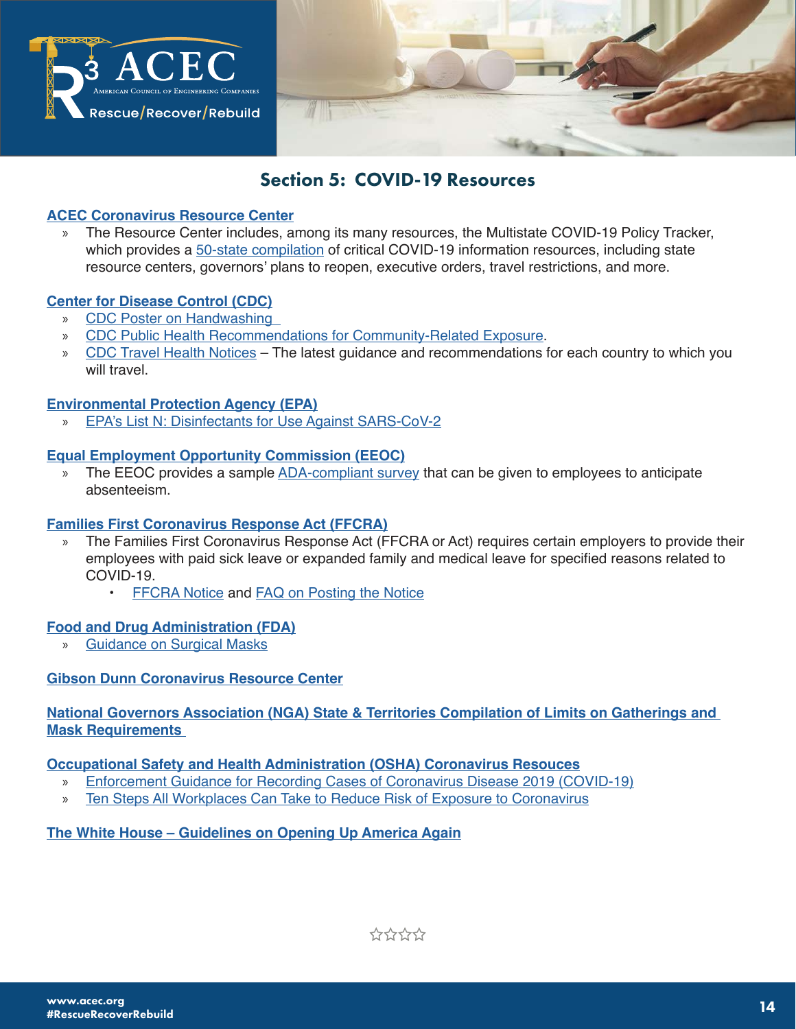## Section 5: COVID-19 Resources

**ACEC Coronavirus Resource Center**

- The Resource Center includes, among its many resources, the Multistate COVID-19 Policy Tracker, which provides a 50-state compilation of critical COVID-19 information resources, including state resource centers, governors' plans to reopen, executive orders, travel restrictions, and more.

**Center for Disease Control (CDC)**

- CDC Poster on Handwashing
- CDC Public Health Recommendations for Community-Related Exposure.
- CDC Travel Health Notices – The latest guidance and recommendations for each country to which you will travel.

**Environmental Protection Agency (EPA)**

- EPA's List N: Disinfectants for Use Against SARS-CoV-2

**Equal Employment Opportunity Commission (EEOC)**

- The EEOC provides a sample ADA-compliant survey that can be given to employees to anticipate absenteeism.

**Families First Coronavirus Response Act (FFCRA)**

- The Families First Coronavirus Response Act (FFCRA or Act) requires certain employers to provide their employees with paid sick leave or expanded family and medical leave for specified reasons related to COVID-19.
  - FFCRA Notice and FAQ on Posting the Notice

**Food and Drug Administration (FDA)**

- Guidance on Surgical Masks

**Gibson Dunn Coronavirus Resource Center**

**National Governors Association (NGA) State & Territories Compilation of Limits on Gatherings and Mask Requirements**

**Occupational Safety and Health Administration (OSHA) Coronavirus Resouces**

- Enforcement Guidance for Recording Cases of Coronavirus Disease 2019 (COVID-19)
- Ten Steps All Workplaces Can Take to Reduce Risk of Exposure to Coronavirus

**The White House – Guidelines on Opening Up America Again**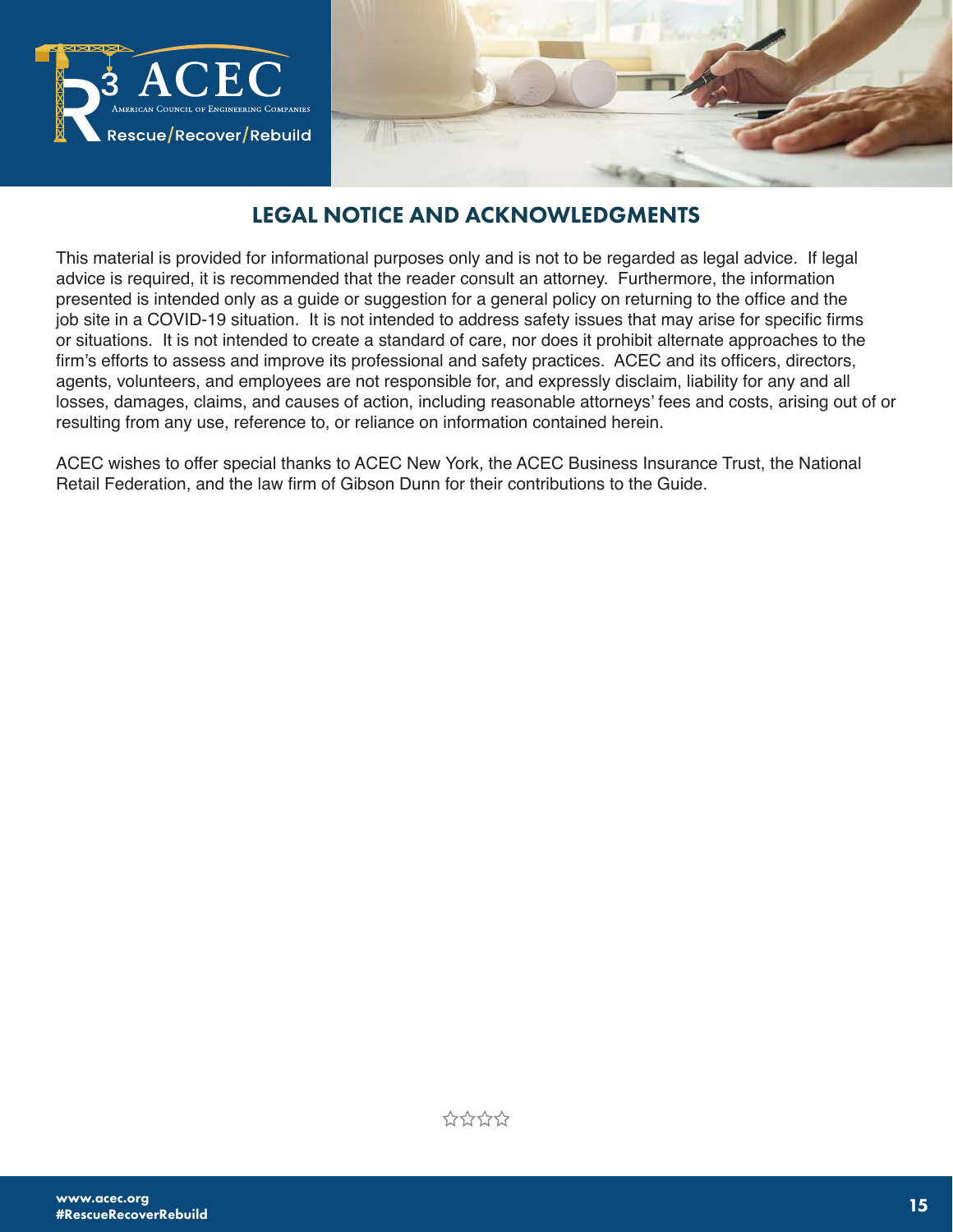## LEGAL NOTICE AND ACKNOWLEDGMENTS

This material is provided for informational purposes only and is not to be regarded as legal advice. If legal advice is required, it is recommended that the reader consult an attorney. Furthermore, the information presented is intended only as a guide or suggestion for a general policy on returning to the office and the job site in a COVID-19 situation. It is not intended to address safety issues that may arise for specific firms or situations. It is not intended to create a standard of care, nor does it prohibit alternate approaches to the firm's efforts to assess and improve its professional and safety practices. ACEC and its officers, directors, agents, volunteers, and employees are not responsible for, and expressly disclaim, liability for any and all losses, damages, claims, and causes of action, including reasonable attorneys' fees and costs, arising out of or resulting from any use, reference to, or reliance on information contained herein.

ACEC wishes to offer special thanks to ACEC New York, the ACEC Business Insurance Trust, the National Retail Federation, and the law firm of Gibson Dunn for their contributions to the Guide.

☆☆☆☆